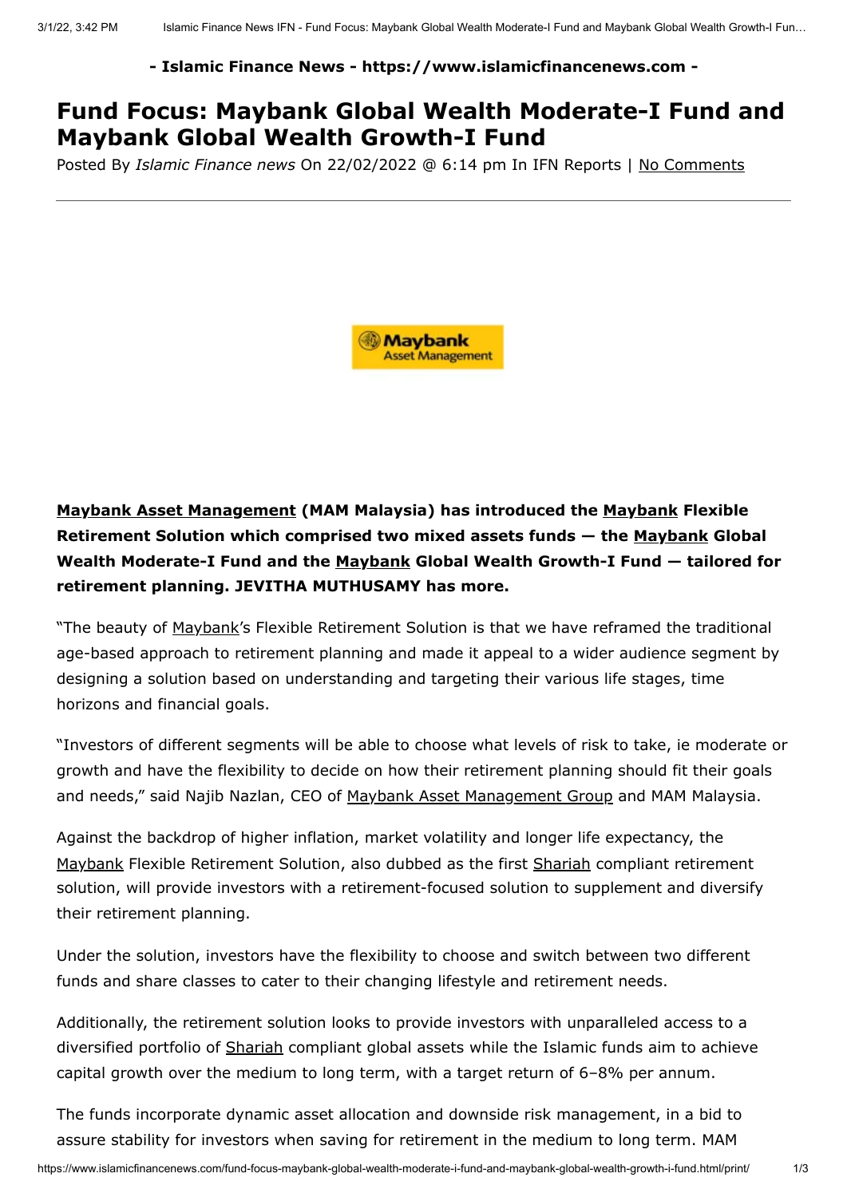**- Islamic Finance News - https://www.islamicfinancenews.com -**

# Fund Focus: Maybank Global Wealth Moderate-I Fund and Maybank Global Wealth Growth-I Fund

Posted By *Islamic Finance news* On 22/02/2022 @ 6:14 pm In IFN Reports | No Comments

**Maybank Asset Management (MAM Malaysia) has introduced the Maybank Flexible Retirement Solution which comprised two mixed assets funds — the Maybank Global Wealth Moderate-I Fund and the Maybank Global Wealth Growth-I Fund — tailored for retirement planning. JEVITHA MUTHUSAMY has more.**

"The beauty of Maybank's Flexible Retirement Solution is that we have reframed the traditional age-based approach to retirement planning and made it appeal to a wider audience segment by designing a solution based on understanding and targeting their various life stages, time horizons and financial goals.

"Investors of different segments will be able to choose what levels of risk to take, ie moderate or growth and have the flexibility to decide on how their retirement planning should fit their goals and needs," said Najib Nazlan, CEO of Maybank Asset Management Group and MAM Malaysia.

Against the backdrop of higher inflation, market volatility and longer life expectancy, the Maybank Flexible Retirement Solution, also dubbed as the first Shariah compliant retirement solution, will provide investors with a retirement-focused solution to supplement and diversify their retirement planning.

Under the solution, investors have the flexibility to choose and switch between two different funds and share classes to cater to their changing lifestyle and retirement needs.

Additionally, the retirement solution looks to provide investors with unparalleled access to a diversified portfolio of Shariah compliant global assets while the Islamic funds aim to achieve capital growth over the medium to long term, with a target return of 6–8% per annum.

The funds incorporate dynamic asset allocation and downside risk management, in a bid to assure stability for investors when saving for retirement in the medium to long term. MAM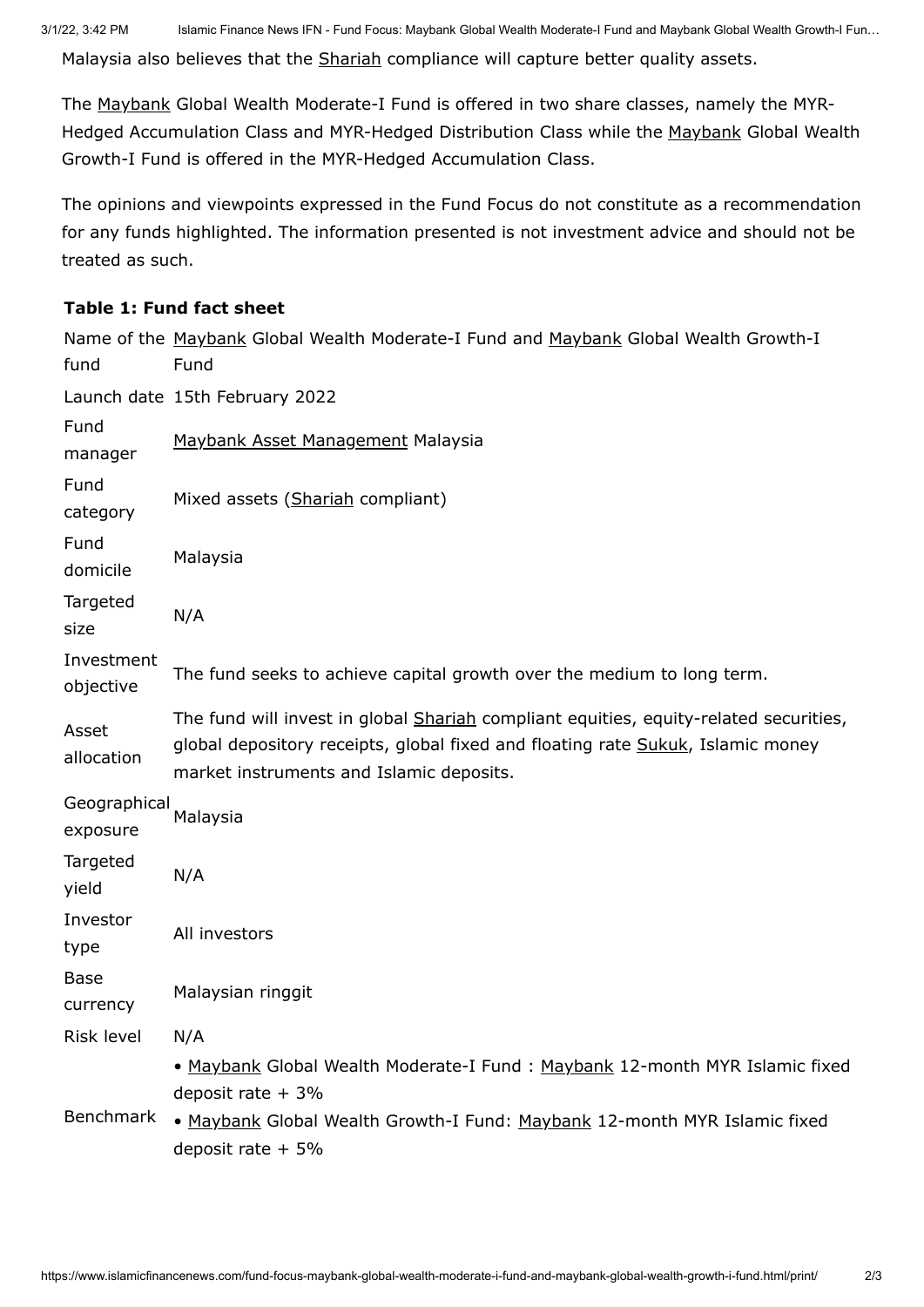Malaysia also believes that the Shariah compliance will capture better quality assets.

The Maybank Global Wealth Moderate-I Fund is offered in two share classes, namely the MYR-Hedged Accumulation Class and MYR-Hedged Distribution Class while the Maybank Global Wealth Growth-I Fund is offered in the MYR-Hedged Accumulation Class.

The opinions and viewpoints expressed in the Fund Focus do not constitute as a recommendation for any funds highlighted. The information presented is not investment advice and should not be treated as such.

**Table 1: Fund fact sheet**

| | |
|---|---|
| Name of the fund | Maybank Global Wealth Moderate-I Fund and Maybank Global Wealth Growth-I Fund |
| Launch date | 15th February 2022 |
| Fund manager | Maybank Asset Management Malaysia |
| Fund category | Mixed assets (Shariah compliant) |
| Fund domicile | Malaysia |
| Targeted size | N/A |
| Investment objective | The fund seeks to achieve capital growth over the medium to long term. |
| Asset allocation | The fund will invest in global Shariah compliant equities, equity-related securities, global depository receipts, global fixed and floating rate Sukuk, Islamic money market instruments and Islamic deposits. |
| Geographical exposure | Malaysia |
| Targeted yield | N/A |
| Investor type | All investors |
| Base currency | Malaysian ringgit |
| Risk level | N/A |
| Benchmark | • Maybank Global Wealth Moderate-I Fund : Maybank 12-month MYR Islamic fixed deposit rate + 3%<br>• Maybank Global Wealth Growth-I Fund: Maybank 12-month MYR Islamic fixed deposit rate + 5% |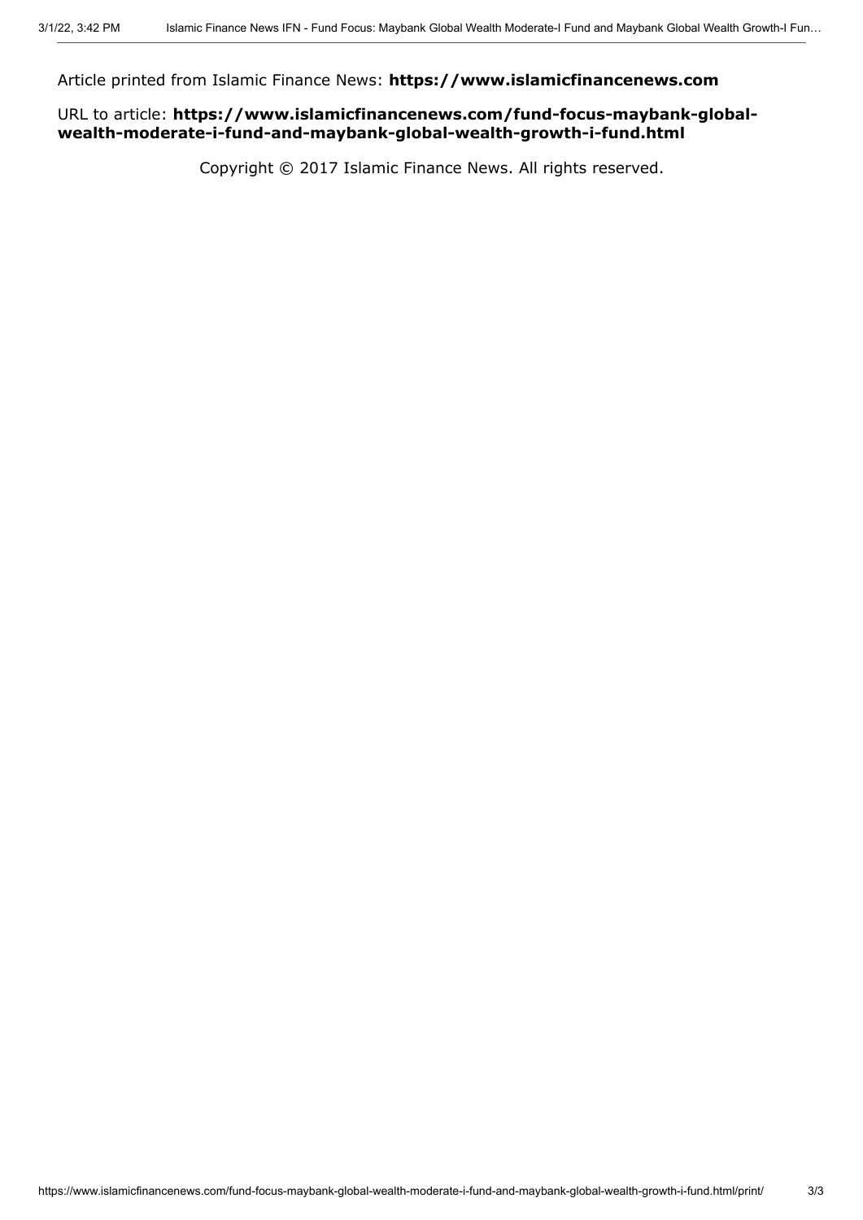Article printed from Islamic Finance News: **https://www.islamicfinancenews.com**

URL to article: **https://www.islamicfinancenews.com/fund-focus-maybank-global-wealth-moderate-i-fund-and-maybank-global-wealth-growth-i-fund.html**

Copyright © 2017 Islamic Finance News. All rights reserved.